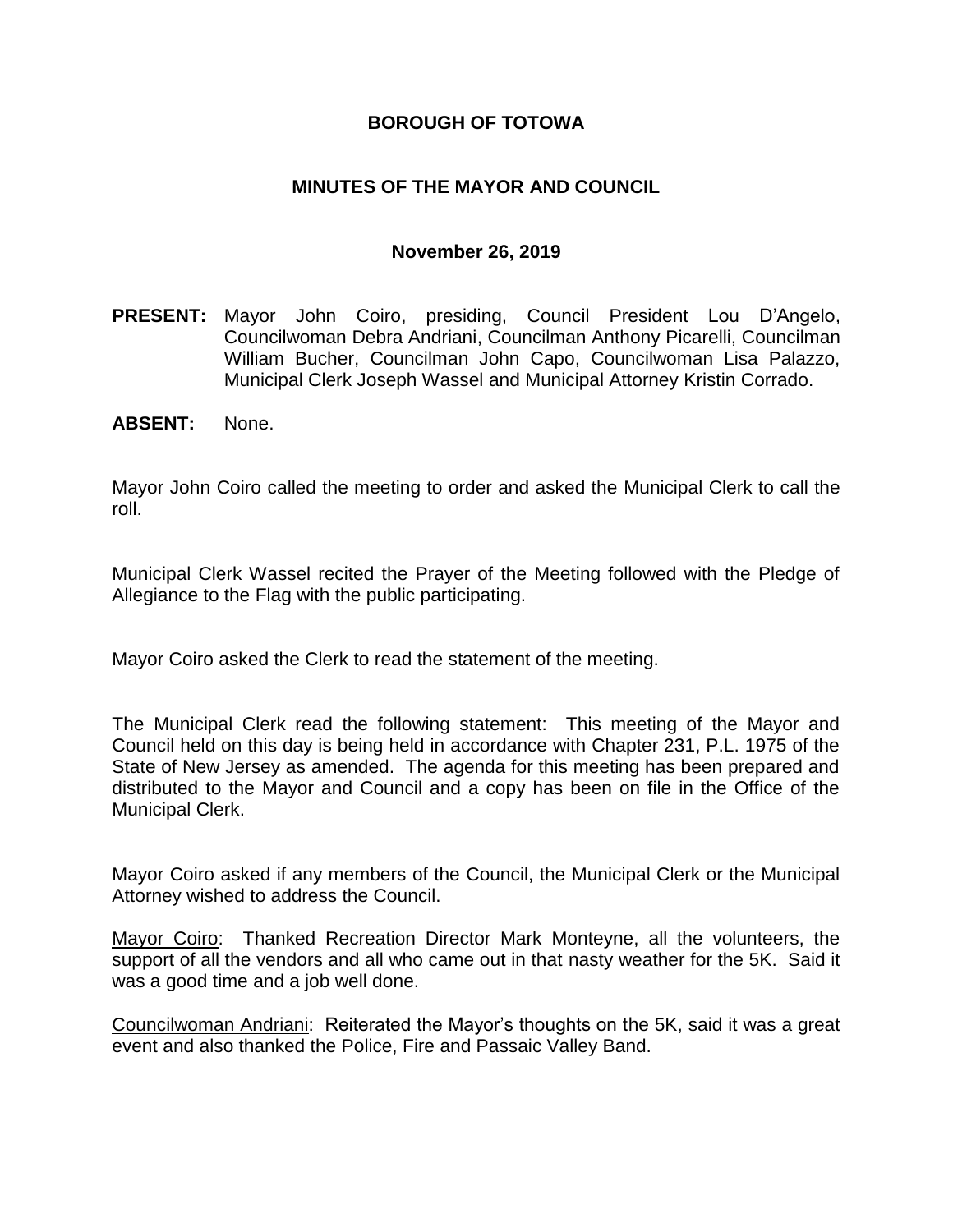**BOROUGH OF TOTOWA**

**MINUTES OF THE MAYOR AND COUNCIL**

**November 26, 2019**

**PRESENT:** Mayor John Coiro, presiding, Council President Lou D'Angelo, Councilwoman Debra Andriani, Councilman Anthony Picarelli, Councilman William Bucher, Councilman John Capo, Councilwoman Lisa Palazzo, Municipal Clerk Joseph Wassel and Municipal Attorney Kristin Corrado.

**ABSENT:** None.

Mayor John Coiro called the meeting to order and asked the Municipal Clerk to call the roll.

Municipal Clerk Wassel recited the Prayer of the Meeting followed with the Pledge of Allegiance to the Flag with the public participating.

Mayor Coiro asked the Clerk to read the statement of the meeting.

The Municipal Clerk read the following statement: This meeting of the Mayor and Council held on this day is being held in accordance with Chapter 231, P.L. 1975 of the State of New Jersey as amended. The agenda for this meeting has been prepared and distributed to the Mayor and Council and a copy has been on file in the Office of the Municipal Clerk.

Mayor Coiro asked if any members of the Council, the Municipal Clerk or the Municipal Attorney wished to address the Council.

Mayor Coiro: Thanked Recreation Director Mark Monteyne, all the volunteers, the support of all the vendors and all who came out in that nasty weather for the 5K. Said it was a good time and a job well done.

Councilwoman Andriani: Reiterated the Mayor's thoughts on the 5K, said it was a great event and also thanked the Police, Fire and Passaic Valley Band.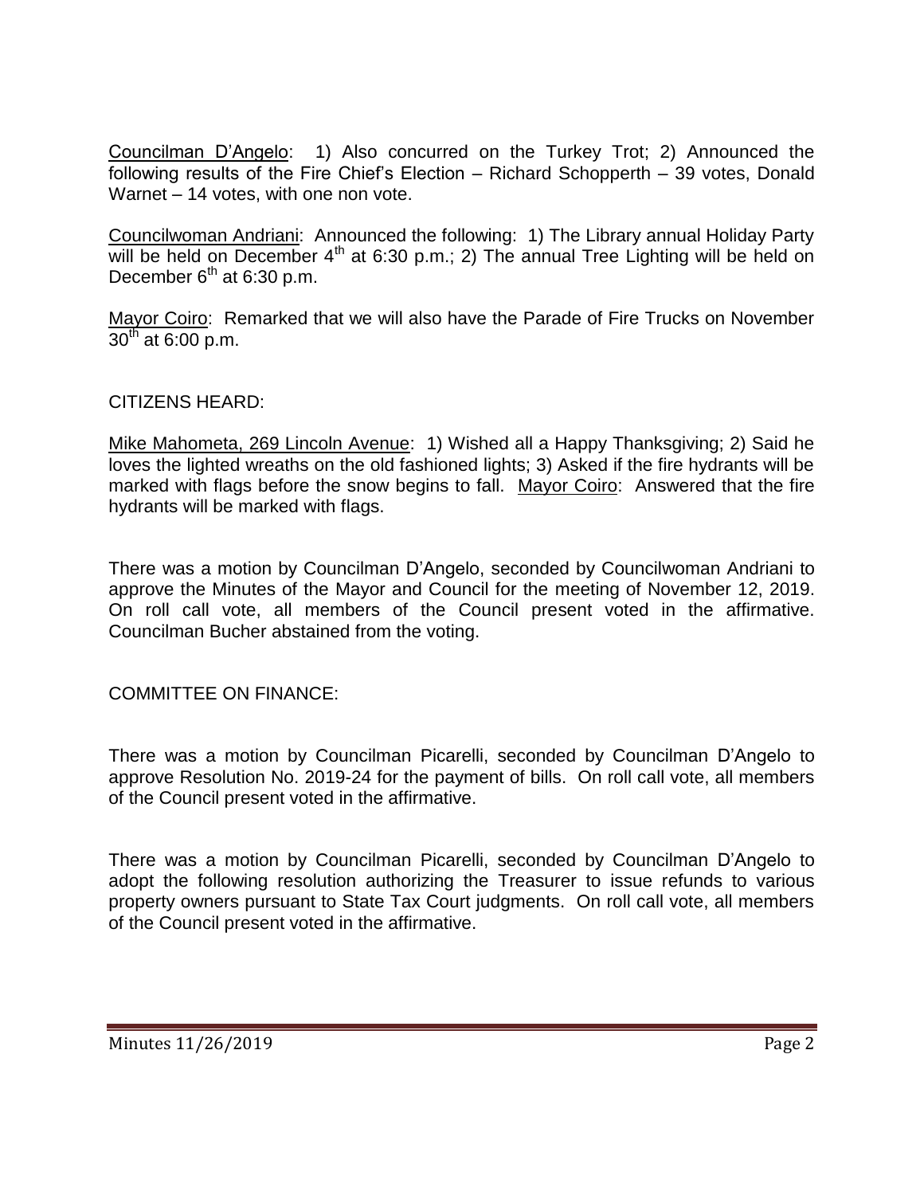Councilman D'Angelo: 1) Also concurred on the Turkey Trot; 2) Announced the following results of the Fire Chief's Election – Richard Schopperth – 39 votes, Donald Warnet – 14 votes, with one non vote.

Councilwoman Andriani: Announced the following: 1) The Library annual Holiday Party will be held on December 4th at 6:30 p.m.; 2) The annual Tree Lighting will be held on December 6th at 6:30 p.m.

Mayor Coiro: Remarked that we will also have the Parade of Fire Trucks on November 30th at 6:00 p.m.

CITIZENS HEARD:

Mike Mahometa, 269 Lincoln Avenue: 1) Wished all a Happy Thanksgiving; 2) Said he loves the lighted wreaths on the old fashioned lights; 3) Asked if the fire hydrants will be marked with flags before the snow begins to fall. Mayor Coiro: Answered that the fire hydrants will be marked with flags.

There was a motion by Councilman D'Angelo, seconded by Councilwoman Andriani to approve the Minutes of the Mayor and Council for the meeting of November 12, 2019. On roll call vote, all members of the Council present voted in the affirmative. Councilman Bucher abstained from the voting.

COMMITTEE ON FINANCE:

There was a motion by Councilman Picarelli, seconded by Councilman D'Angelo to approve Resolution No. 2019-24 for the payment of bills. On roll call vote, all members of the Council present voted in the affirmative.

There was a motion by Councilman Picarelli, seconded by Councilman D'Angelo to adopt the following resolution authorizing the Treasurer to issue refunds to various property owners pursuant to State Tax Court judgments. On roll call vote, all members of the Council present voted in the affirmative.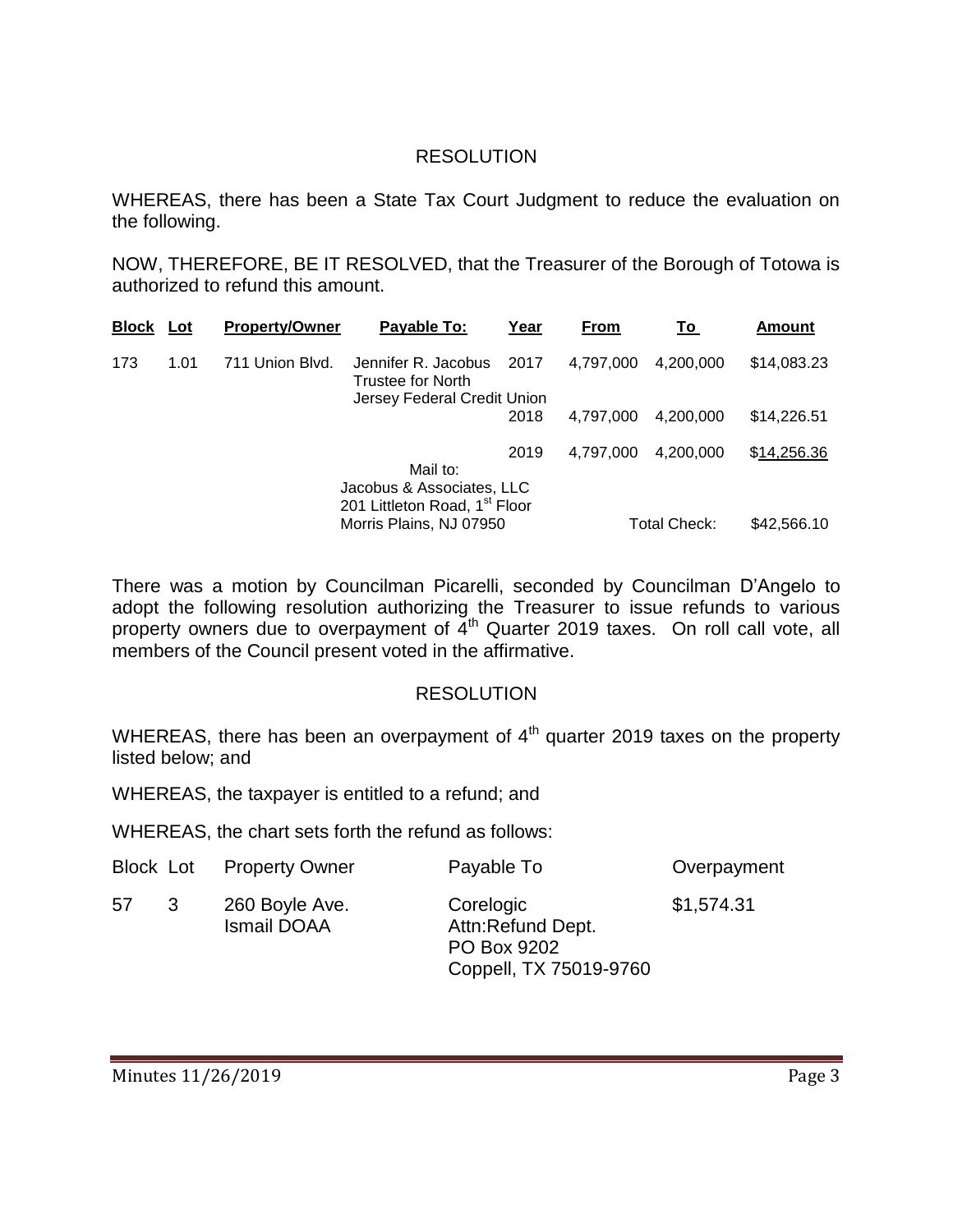RESOLUTION

WHEREAS, there has been a State Tax Court Judgment to reduce the evaluation on the following.

NOW, THEREFORE, BE IT RESOLVED, that the Treasurer of the Borough of Totowa is authorized to refund this amount.

| **Block** | **Lot** | **Property/Owner** | **Payable To:** | **Year** | **From** | **To** | **Amount** |
|---|---|---|---|---|---|---|---|
| 173 | 1.01 | 711 Union Blvd. | Jennifer R. Jacobus Trustee for North Jersey Federal Credit Union | 2017 | 4,797,000 | 4,200,000 | $14,083.23 |
| | | | | 2018 | 4,797,000 | 4,200,000 | $14,226.51 |
| | | | | 2019 | 4,797,000 | 4,200,000 | $14,256.36 |
| | | | Mail to: Jacobus & Associates, LLC 201 Littleton Road, 1st Floor Morris Plains, NJ 07950 | | | Total Check: | $42,566.10 |

There was a motion by Councilman Picarelli, seconded by Councilman D'Angelo to adopt the following resolution authorizing the Treasurer to issue refunds to various property owners due to overpayment of 4th Quarter 2019 taxes. On roll call vote, all members of the Council present voted in the affirmative.

RESOLUTION

WHEREAS, there has been an overpayment of 4th quarter 2019 taxes on the property listed below; and

WHEREAS, the taxpayer is entitled to a refund; and

WHEREAS, the chart sets forth the refund as follows:

| Block | Lot | Property Owner | Payable To | Overpayment |
|---|---|---|---|---|
| 57 | 3 | 260 Boyle Ave. Ismail DOAA | Corelogic Attn:Refund Dept. PO Box 9202 Coppell, TX 75019-9760 | $1,574.31 |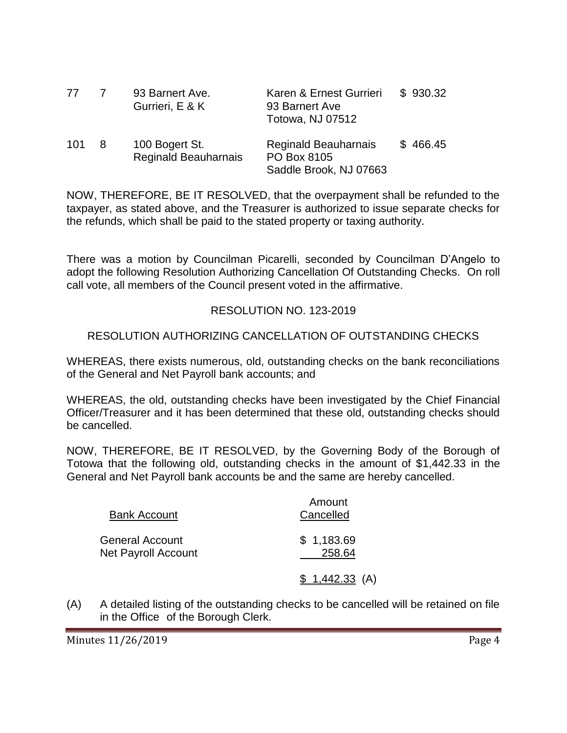| | | | | |
|---|---|---|---|---|
| 77 | 7 | 93 Barnert Ave.<br>Gurrieri, E & K | Karen & Ernest Gurrieri<br>93 Barnert Ave<br>Totowa, NJ 07512 | $ 930.32 |
| 101 | 8 | 100 Bogert St.<br>Reginald Beauharnais | Reginald Beauharnais<br>PO Box 8105<br>Saddle Brook, NJ 07663 | $ 466.45 |

NOW, THEREFORE, BE IT RESOLVED, that the overpayment shall be refunded to the taxpayer, as stated above, and the Treasurer is authorized to issue separate checks for the refunds, which shall be paid to the stated property or taxing authority.

There was a motion by Councilman Picarelli, seconded by Councilman D'Angelo to adopt the following Resolution Authorizing Cancellation Of Outstanding Checks. On roll call vote, all members of the Council present voted in the affirmative.

RESOLUTION NO. 123-2019

RESOLUTION AUTHORIZING CANCELLATION OF OUTSTANDING CHECKS

WHEREAS, there exists numerous, old, outstanding checks on the bank reconciliations of the General and Net Payroll bank accounts; and

WHEREAS, the old, outstanding checks have been investigated by the Chief Financial Officer/Treasurer and it has been determined that these old, outstanding checks should be cancelled.

NOW, THEREFORE, BE IT RESOLVED, by the Governing Body of the Borough of Totowa that the following old, outstanding checks in the amount of $1,442.33 in the General and Net Payroll bank accounts be and the same are hereby cancelled.

| Bank Account | Amount Cancelled |
|---|---|
| General Account | $ 1,183.69 |
| Net Payroll Account | 258.64 |
| | $ 1,442.33 (A) |

(A) A detailed listing of the outstanding checks to be cancelled will be retained on file in the Office of the Borough Clerk.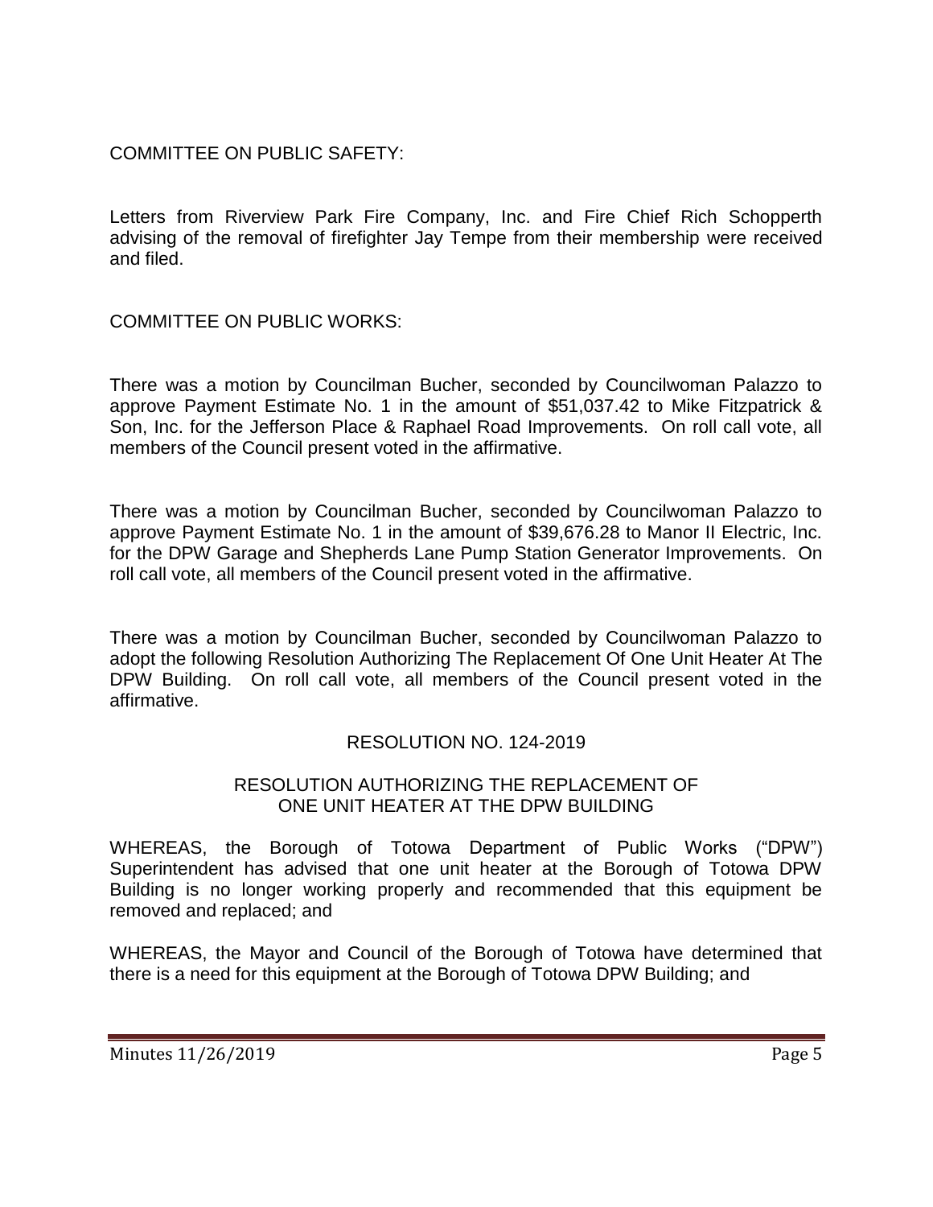COMMITTEE ON PUBLIC SAFETY:

Letters from Riverview Park Fire Company, Inc. and Fire Chief Rich Schopperth advising of the removal of firefighter Jay Tempe from their membership were received and filed.

COMMITTEE ON PUBLIC WORKS:

There was a motion by Councilman Bucher, seconded by Councilwoman Palazzo to approve Payment Estimate No. 1 in the amount of $51,037.42 to Mike Fitzpatrick & Son, Inc. for the Jefferson Place & Raphael Road Improvements. On roll call vote, all members of the Council present voted in the affirmative.

There was a motion by Councilman Bucher, seconded by Councilwoman Palazzo to approve Payment Estimate No. 1 in the amount of $39,676.28 to Manor II Electric, Inc. for the DPW Garage and Shepherds Lane Pump Station Generator Improvements. On roll call vote, all members of the Council present voted in the affirmative.

There was a motion by Councilman Bucher, seconded by Councilwoman Palazzo to adopt the following Resolution Authorizing The Replacement Of One Unit Heater At The DPW Building. On roll call vote, all members of the Council present voted in the affirmative.

RESOLUTION NO. 124-2019

RESOLUTION AUTHORIZING THE REPLACEMENT OF ONE UNIT HEATER AT THE DPW BUILDING

WHEREAS, the Borough of Totowa Department of Public Works ("DPW") Superintendent has advised that one unit heater at the Borough of Totowa DPW Building is no longer working properly and recommended that this equipment be removed and replaced; and

WHEREAS, the Mayor and Council of the Borough of Totowa have determined that there is a need for this equipment at the Borough of Totowa DPW Building; and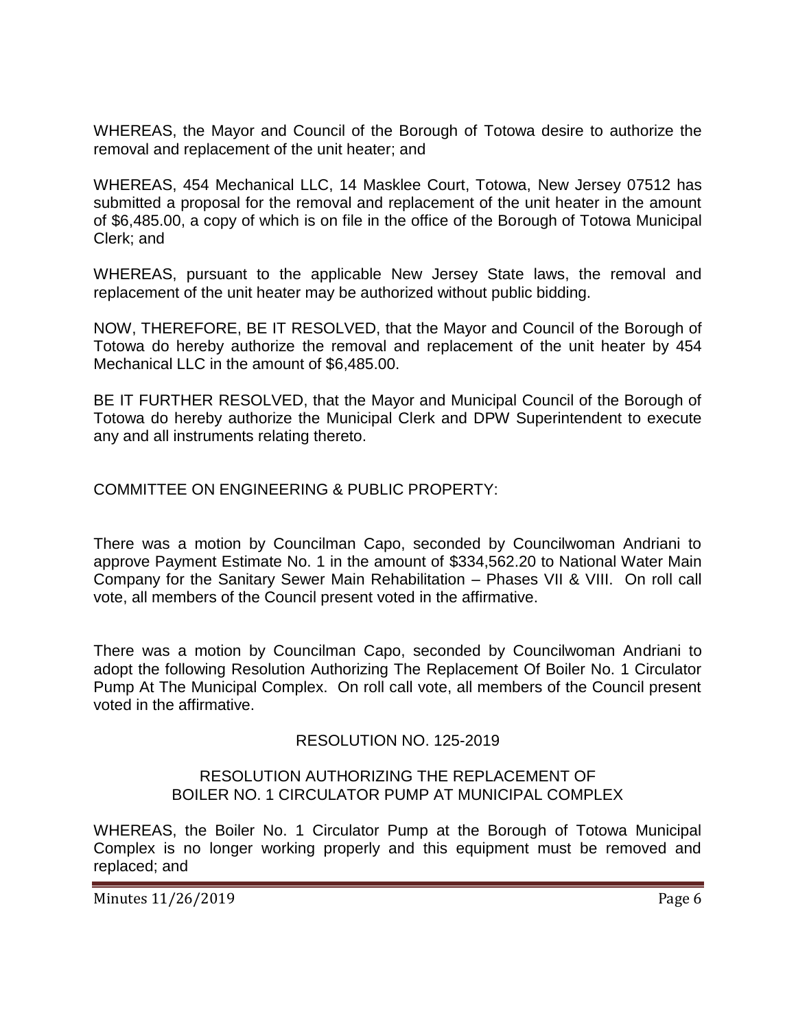WHEREAS, the Mayor and Council of the Borough of Totowa desire to authorize the removal and replacement of the unit heater; and

WHEREAS, 454 Mechanical LLC, 14 Masklee Court, Totowa, New Jersey 07512 has submitted a proposal for the removal and replacement of the unit heater in the amount of $6,485.00, a copy of which is on file in the office of the Borough of Totowa Municipal Clerk; and

WHEREAS, pursuant to the applicable New Jersey State laws, the removal and replacement of the unit heater may be authorized without public bidding.

NOW, THEREFORE, BE IT RESOLVED, that the Mayor and Council of the Borough of Totowa do hereby authorize the removal and replacement of the unit heater by 454 Mechanical LLC in the amount of $6,485.00.

BE IT FURTHER RESOLVED, that the Mayor and Municipal Council of the Borough of Totowa do hereby authorize the Municipal Clerk and DPW Superintendent to execute any and all instruments relating thereto.

COMMITTEE ON ENGINEERING & PUBLIC PROPERTY:

There was a motion by Councilman Capo, seconded by Councilwoman Andriani to approve Payment Estimate No. 1 in the amount of $334,562.20 to National Water Main Company for the Sanitary Sewer Main Rehabilitation – Phases VII & VIII. On roll call vote, all members of the Council present voted in the affirmative.

There was a motion by Councilman Capo, seconded by Councilwoman Andriani to adopt the following Resolution Authorizing The Replacement Of Boiler No. 1 Circulator Pump At The Municipal Complex. On roll call vote, all members of the Council present voted in the affirmative.

RESOLUTION NO. 125-2019

RESOLUTION AUTHORIZING THE REPLACEMENT OF BOILER NO. 1 CIRCULATOR PUMP AT MUNICIPAL COMPLEX

WHEREAS, the Boiler No. 1 Circulator Pump at the Borough of Totowa Municipal Complex is no longer working properly and this equipment must be removed and replaced; and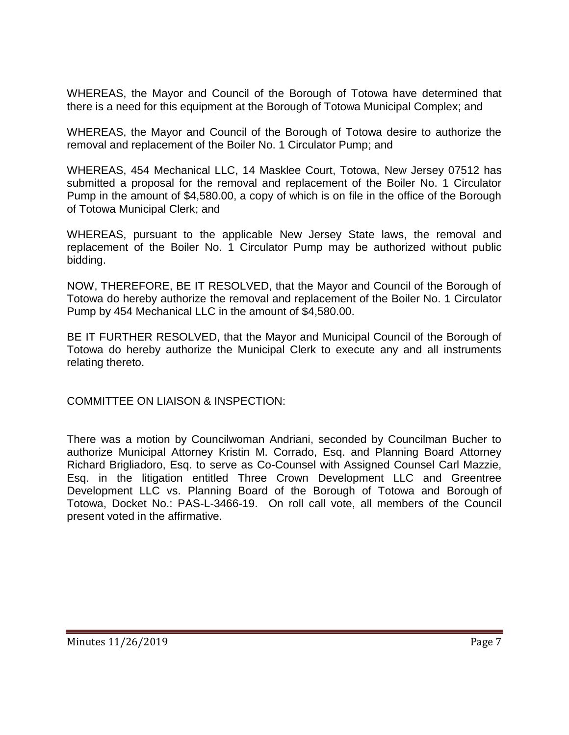WHEREAS, the Mayor and Council of the Borough of Totowa have determined that there is a need for this equipment at the Borough of Totowa Municipal Complex; and

WHEREAS, the Mayor and Council of the Borough of Totowa desire to authorize the removal and replacement of the Boiler No. 1 Circulator Pump; and

WHEREAS, 454 Mechanical LLC, 14 Masklee Court, Totowa, New Jersey 07512 has submitted a proposal for the removal and replacement of the Boiler No. 1 Circulator Pump in the amount of $4,580.00, a copy of which is on file in the office of the Borough of Totowa Municipal Clerk; and

WHEREAS, pursuant to the applicable New Jersey State laws, the removal and replacement of the Boiler No. 1 Circulator Pump may be authorized without public bidding.

NOW, THEREFORE, BE IT RESOLVED, that the Mayor and Council of the Borough of Totowa do hereby authorize the removal and replacement of the Boiler No. 1 Circulator Pump by 454 Mechanical LLC in the amount of $4,580.00.

BE IT FURTHER RESOLVED, that the Mayor and Municipal Council of the Borough of Totowa do hereby authorize the Municipal Clerk to execute any and all instruments relating thereto.

COMMITTEE ON LIAISON & INSPECTION:

There was a motion by Councilwoman Andriani, seconded by Councilman Bucher to authorize Municipal Attorney Kristin M. Corrado, Esq. and Planning Board Attorney Richard Brigliadoro, Esq. to serve as Co-Counsel with Assigned Counsel Carl Mazzie, Esq. in the litigation entitled Three Crown Development LLC and Greentree Development LLC vs. Planning Board of the Borough of Totowa and Borough of Totowa, Docket No.: PAS-L-3466-19. On roll call vote, all members of the Council present voted in the affirmative.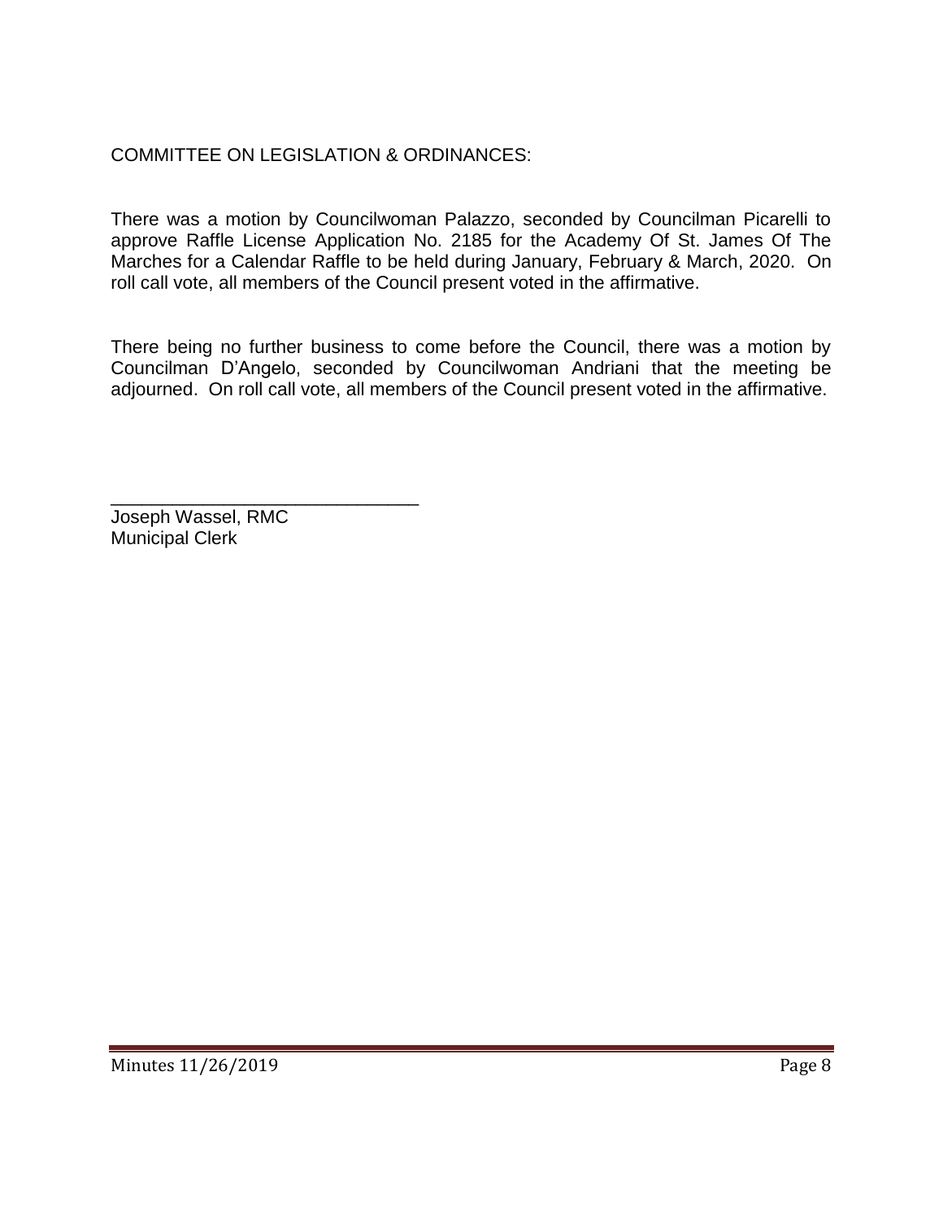COMMITTEE ON LEGISLATION & ORDINANCES:

There was a motion by Councilwoman Palazzo, seconded by Councilman Picarelli to approve Raffle License Application No. 2185 for the Academy Of St. James Of The Marches for a Calendar Raffle to be held during January, February & March, 2020. On roll call vote, all members of the Council present voted in the affirmative.

There being no further business to come before the Council, there was a motion by Councilman D'Angelo, seconded by Councilwoman Andriani that the meeting be adjourned. On roll call vote, all members of the Council present voted in the affirmative.

_______________________________
Joseph Wassel, RMC
Municipal Clerk